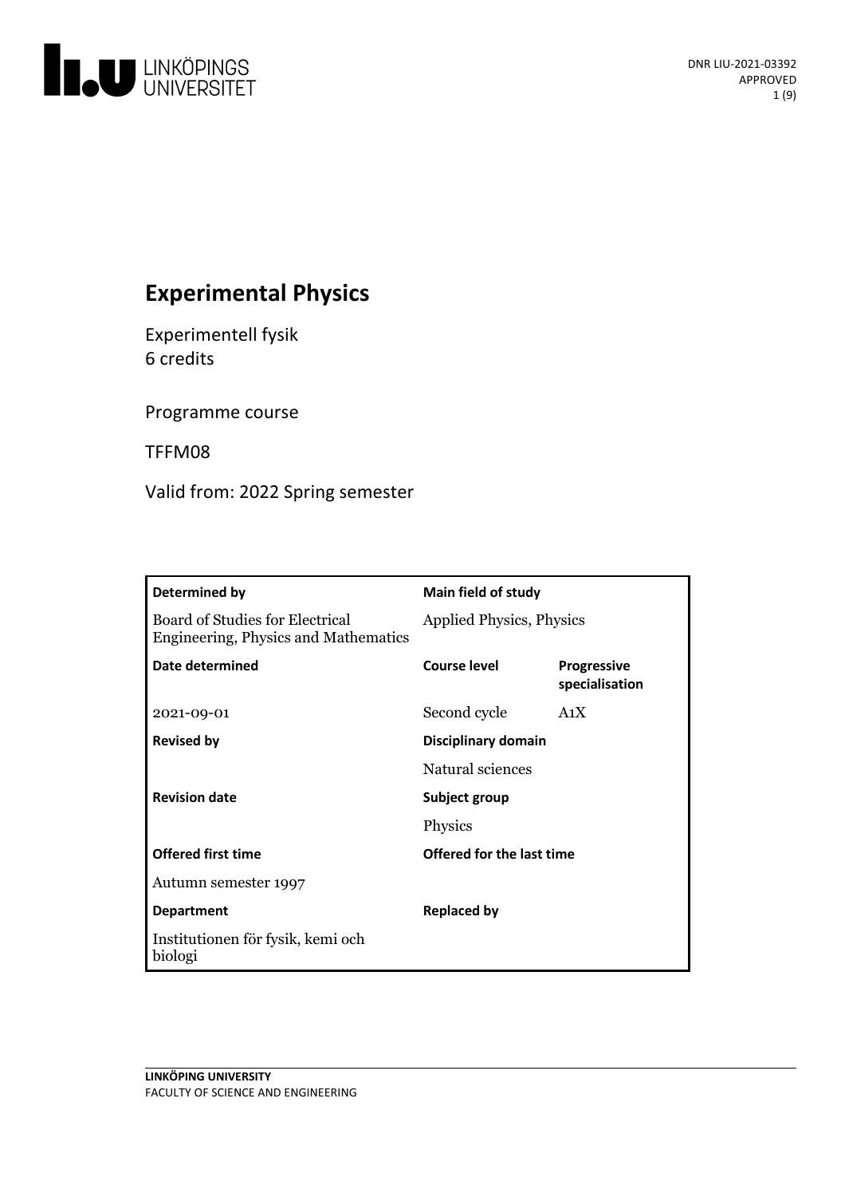DNR LIU-2021-03392
APPROVED

# Experimental Physics

Experimentell fysik
6 credits

Programme course

TFFM08

Valid from: 2022 Spring semester

| Determined by | Main field of study | |
|---|---|---|
| Board of Studies for Electrical Engineering, Physics and Mathematics | Applied Physics, Physics | |
| **Date determined** | **Course level** | **Progressive specialisation** |
| 2021-09-01 | Second cycle | A1X |
| **Revised by** | **Disciplinary domain** | |
| | Natural sciences | |
| **Revision date** | **Subject group** | |
| | Physics | |
| **Offered first time** | **Offered for the last time** | |
| Autumn semester 1997 | | |
| **Department** | **Replaced by** | |
| Institutionen för fysik, kemi och biologi | | |

**LINKÖPING UNIVERSITY**
FACULTY OF SCIENCE AND ENGINEERING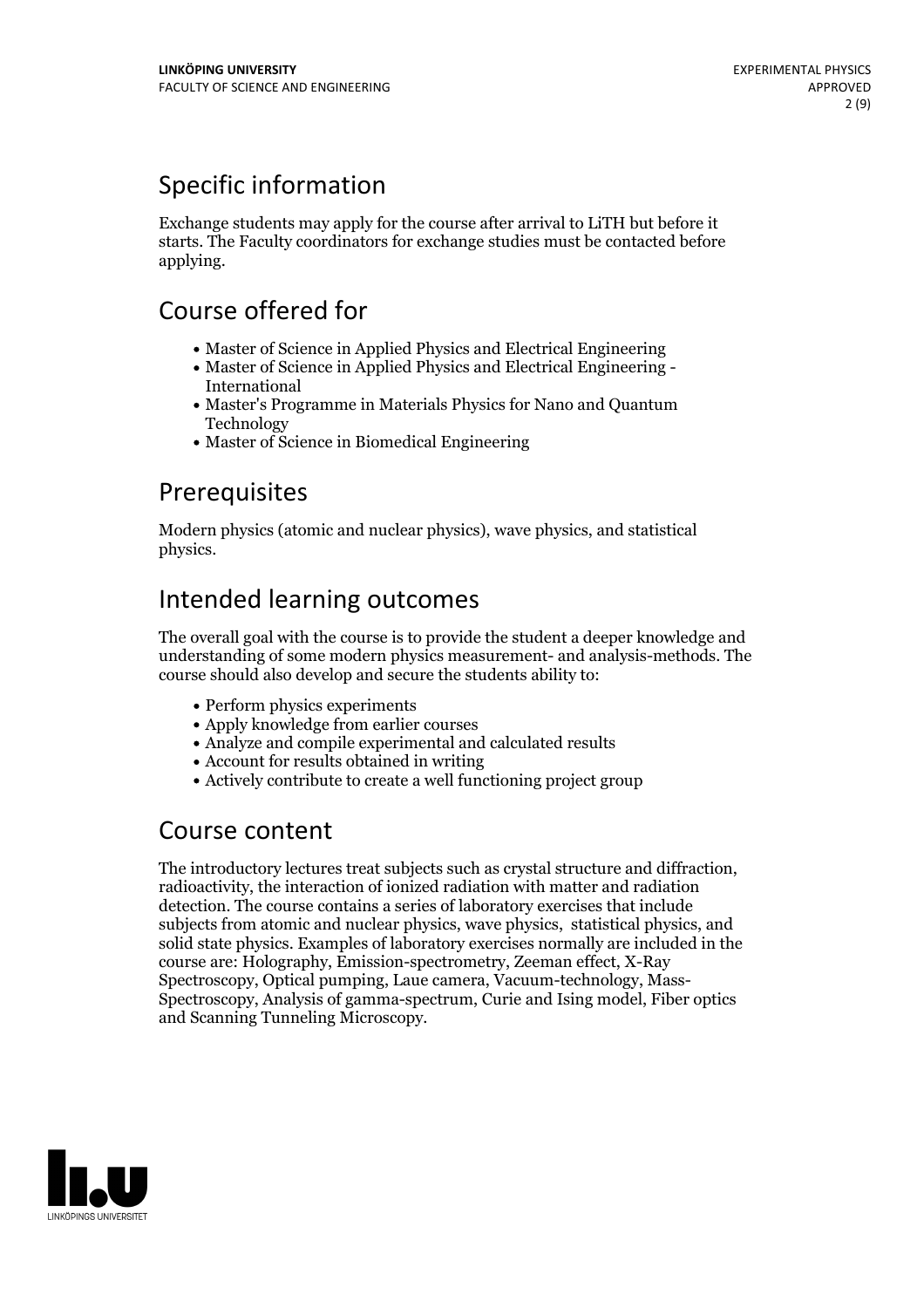## Specific information

Exchange students may apply for the course after arrival to LiTH but before it starts. The Faculty coordinators for exchange studies must be contacted before applying.

## Course offered for

- Master of Science in Applied Physics and Electrical Engineering
- Master of Science in Applied Physics and Electrical Engineering - International
- Master's Programme in Materials Physics for Nano and Quantum Technology
- Master of Science in Biomedical Engineering

## Prerequisites

Modern physics (atomic and nuclear physics), wave physics, and statistical physics.

## Intended learning outcomes

The overall goal with the course is to provide the student a deeper knowledge and understanding of some modern physics measurement- and analysis-methods. The course should also develop and secure the students ability to:

- Perform physics experiments
- Apply knowledge from earlier courses
- Analyze and compile experimental and calculated results
- Account for results obtained in writing
- Actively contribute to create a well functioning project group

## Course content

The introductory lectures treat subjects such as crystal structure and diffraction, radioactivity, the interaction of ionized radiation with matter and radiation detection. The course contains a series of laboratory exercises that include subjects from atomic and nuclear physics, wave physics, statistical physics, and solid state physics. Examples of laboratory exercises normally are included in the course are: Holography, Emission-spectrometry, Zeeman effect, X-Ray Spectroscopy, Optical pumping, Laue camera, Vacuum-technology, Mass-Spectroscopy, Analysis of gamma-spectrum, Curie and Ising model, Fiber optics and Scanning Tunneling Microscopy.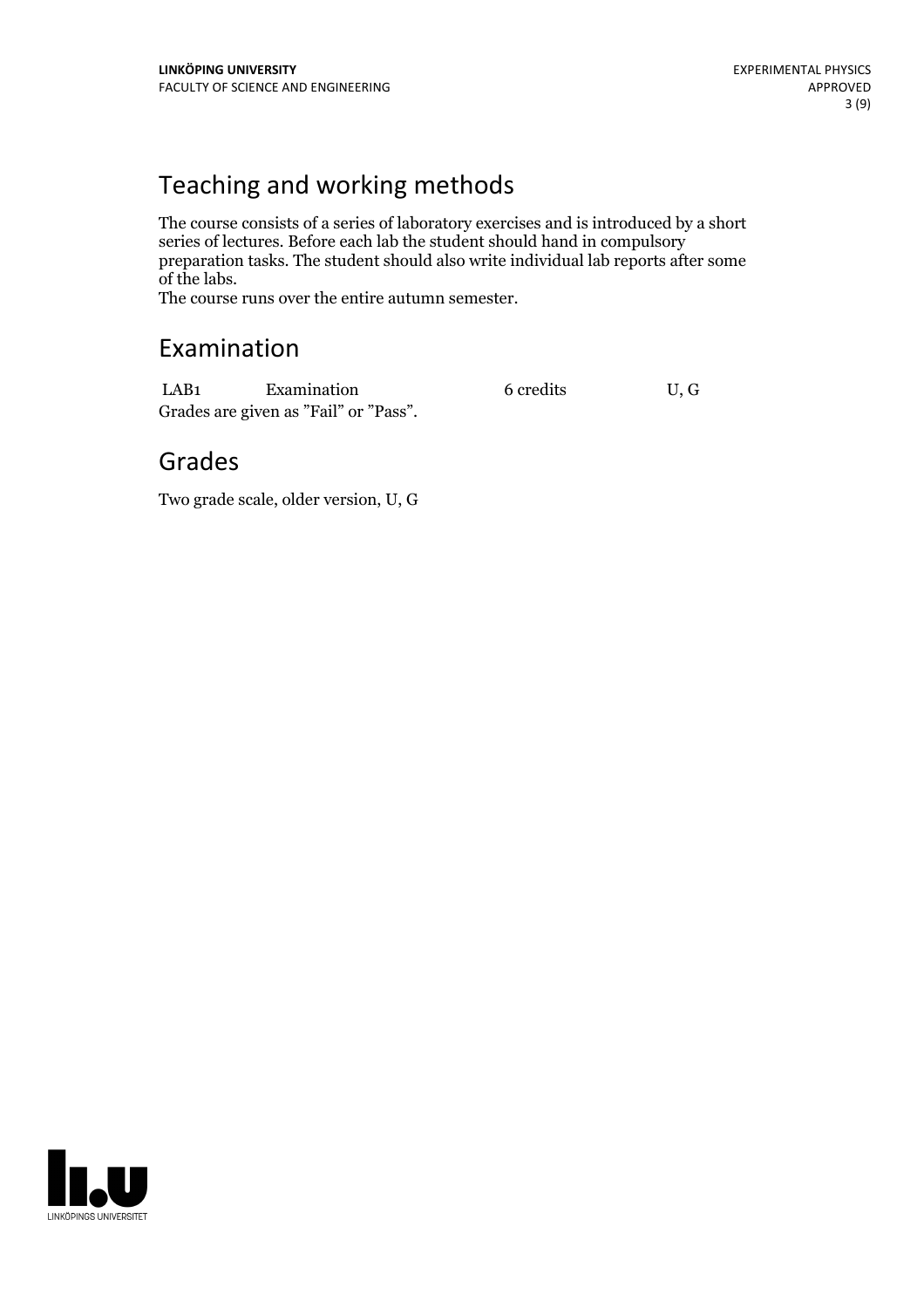## Teaching and working methods

The course consists of a series of laboratory exercises and is introduced by a short series of lectures. Before each lab the student should hand in compulsory preparation tasks. The student should also write individual lab reports after some of the labs.
The course runs over the entire autumn semester.

## Examination

| LAB1 | Examination | 6 credits | U, G |
|---|---|---|---|

Grades are given as ”Fail” or ”Pass”.

## Grades

Two grade scale, older version, U, G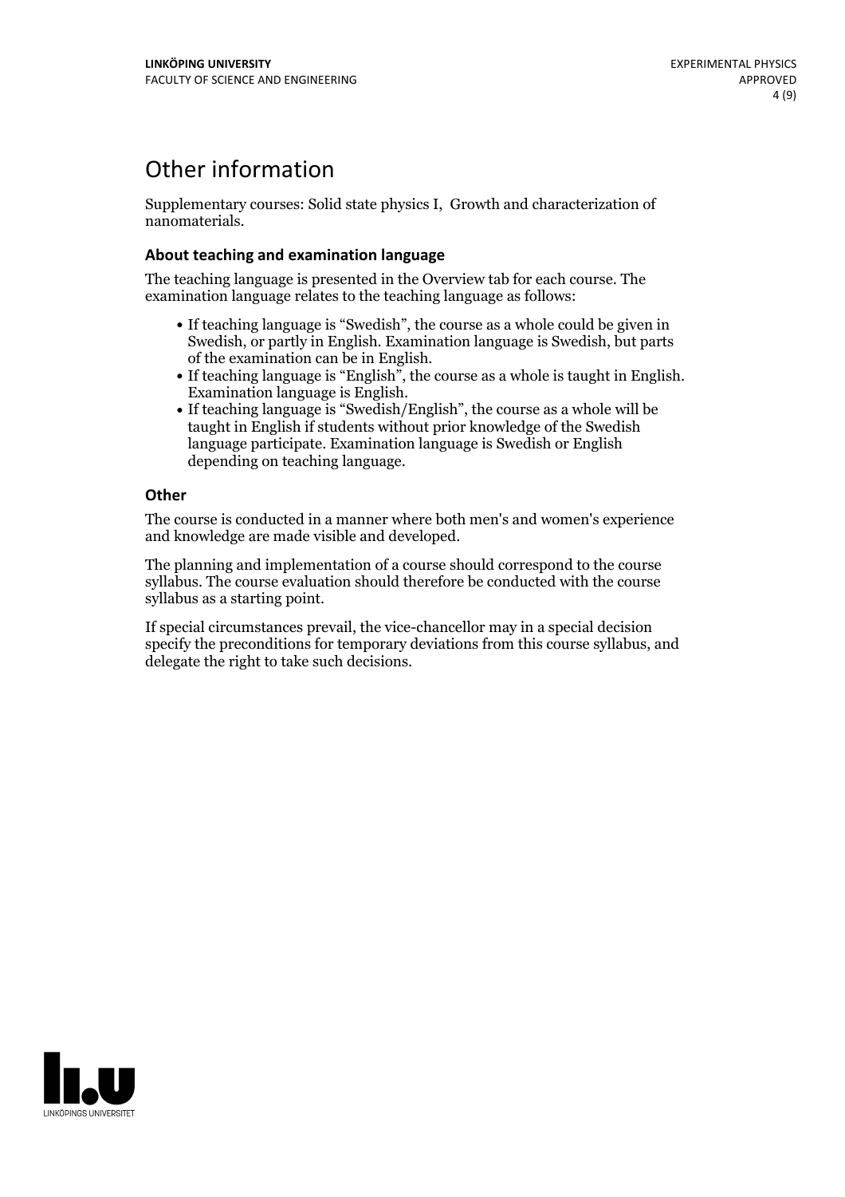# Other information

Supplementary courses: Solid state physics I, Growth and characterization of nanomaterials.

### About teaching and examination language

The teaching language is presented in the Overview tab for each course. The examination language relates to the teaching language as follows:

- If teaching language is "Swedish", the course as a whole could be given in Swedish, or partly in English. Examination language is Swedish, but parts of the examination can be in English.
- If teaching language is "English", the course as a whole is taught in English. Examination language is English.
- If teaching language is "Swedish/English", the course as a whole will be taught in English if students without prior knowledge of the Swedish language participate. Examination language is Swedish or English depending on teaching language.

### Other

The course is conducted in a manner where both men's and women's experience and knowledge are made visible and developed.

The planning and implementation of a course should correspond to the course syllabus. The course evaluation should therefore be conducted with the course syllabus as a starting point.

If special circumstances prevail, the vice-chancellor may in a special decision specify the preconditions for temporary deviations from this course syllabus, and delegate the right to take such decisions.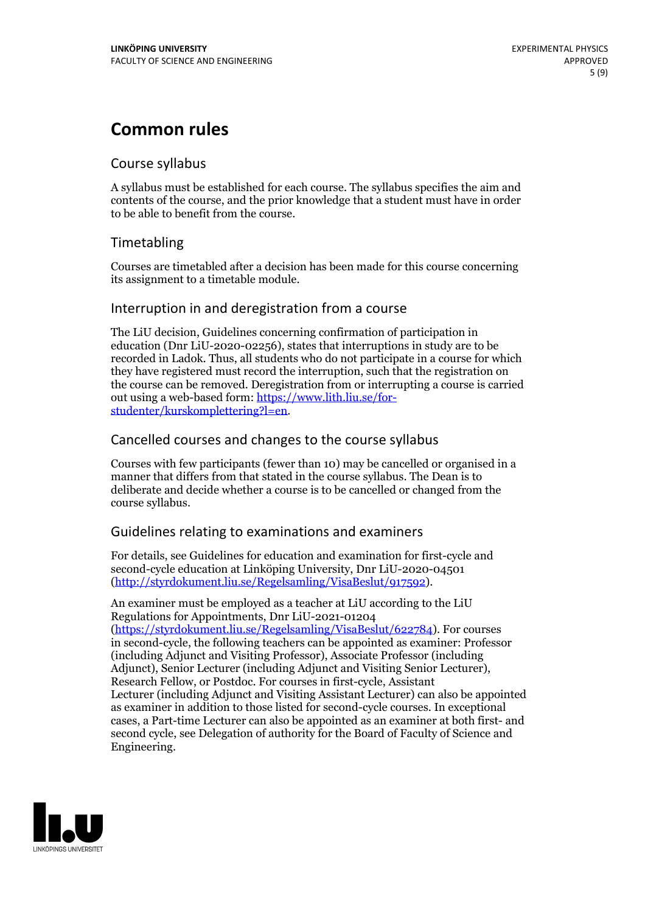# Common rules

## Course syllabus

A syllabus must be established for each course. The syllabus specifies the aim and contents of the course, and the prior knowledge that a student must have in order to be able to benefit from the course.

## Timetabling

Courses are timetabled after a decision has been made for this course concerning its assignment to a timetable module.

## Interruption in and deregistration from a course

The LiU decision, Guidelines concerning confirmation of participation in education (Dnr LiU-2020-02256), states that interruptions in study are to be recorded in Ladok. Thus, all students who do not participate in a course for which they have registered must record the interruption, such that the registration on the course can be removed. Deregistration from or interrupting a course is carried out using a web-based form: [https://www.lith.liu.se/for-studenter/kurskomplettering?l=en](https://www.lith.liu.se/for-studenter/kurskomplettering?l=en).

## Cancelled courses and changes to the course syllabus

Courses with few participants (fewer than 10) may be cancelled or organised in a manner that differs from that stated in the course syllabus. The Dean is to deliberate and decide whether a course is to be cancelled or changed from the course syllabus.

## Guidelines relating to examinations and examiners

For details, see Guidelines for education and examination for first-cycle and second-cycle education at Linköping University, Dnr LiU-2020-04501 ([http://styrdokument.liu.se/Regelsamling/VisaBeslut/917592](http://styrdokument.liu.se/Regelsamling/VisaBeslut/917592)).

An examiner must be employed as a teacher at LiU according to the LiU Regulations for Appointments, Dnr LiU-2021-01204 ([https://styrdokument.liu.se/Regelsamling/VisaBeslut/622784](https://styrdokument.liu.se/Regelsamling/VisaBeslut/622784)). For courses in second-cycle, the following teachers can be appointed as examiner: Professor (including Adjunct and Visiting Professor), Associate Professor (including Adjunct), Senior Lecturer (including Adjunct and Visiting Senior Lecturer), Research Fellow, or Postdoc. For courses in first-cycle, Assistant Lecturer (including Adjunct and Visiting Assistant Lecturer) can also be appointed as examiner in addition to those listed for second-cycle courses. In exceptional cases, a Part-time Lecturer can also be appointed as an examiner at both first- and second cycle, see Delegation of authority for the Board of Faculty of Science and Engineering.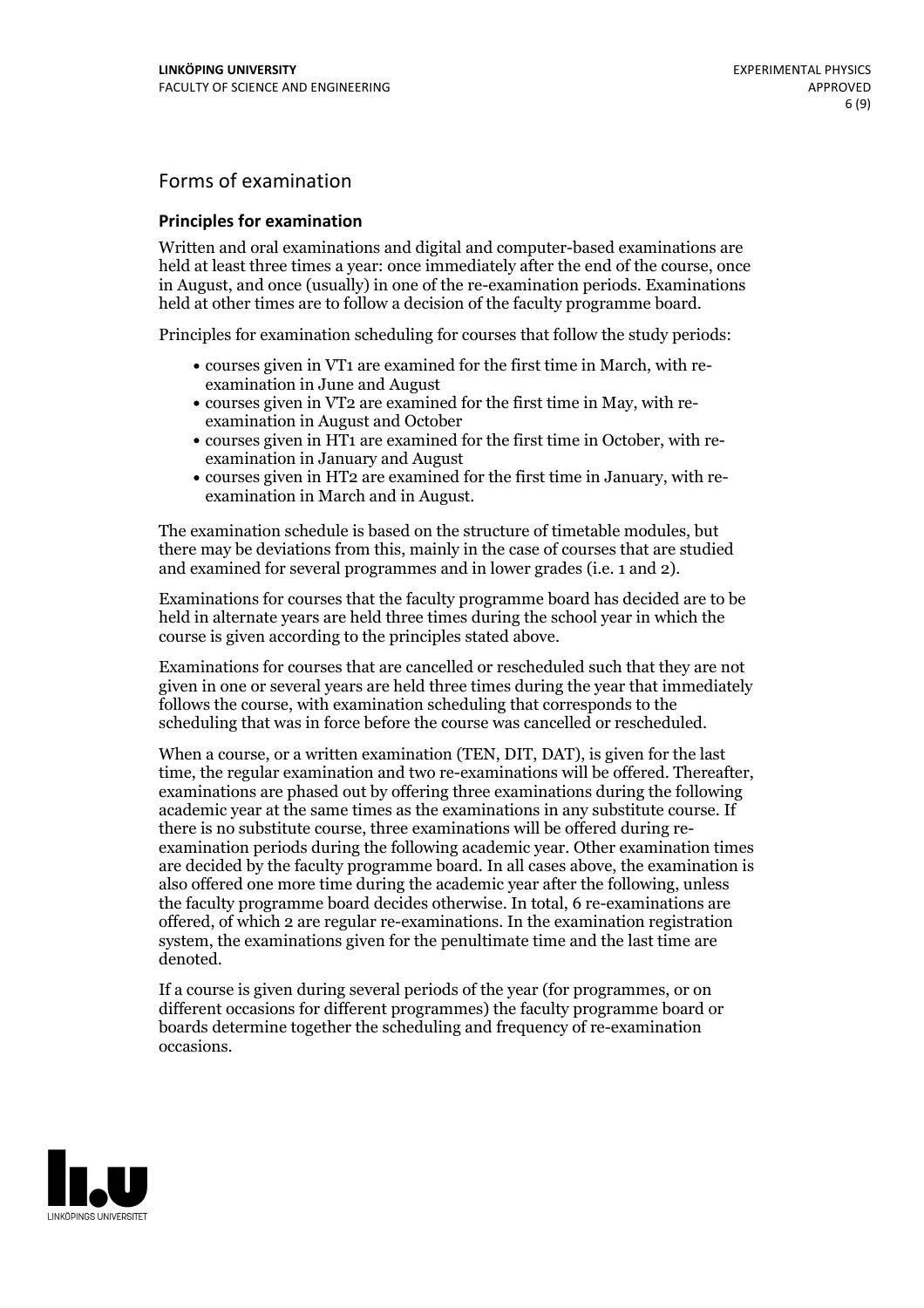## Forms of examination

### Principles for examination

Written and oral examinations and digital and computer-based examinations are held at least three times a year: once immediately after the end of the course, once in August, and once (usually) in one of the re-examination periods. Examinations held at other times are to follow a decision of the faculty programme board.

Principles for examination scheduling for courses that follow the study periods:

- courses given in VT1 are examined for the first time in March, with re-examination in June and August
- courses given in VT2 are examined for the first time in May, with re-examination in August and October
- courses given in HT1 are examined for the first time in October, with re-examination in January and August
- courses given in HT2 are examined for the first time in January, with re-examination in March and in August.

The examination schedule is based on the structure of timetable modules, but there may be deviations from this, mainly in the case of courses that are studied and examined for several programmes and in lower grades (i.e. 1 and 2).

Examinations for courses that the faculty programme board has decided are to be held in alternate years are held three times during the school year in which the course is given according to the principles stated above.

Examinations for courses that are cancelled or rescheduled such that they are not given in one or several years are held three times during the year that immediately follows the course, with examination scheduling that corresponds to the scheduling that was in force before the course was cancelled or rescheduled.

When a course, or a written examination (TEN, DIT, DAT), is given for the last time, the regular examination and two re-examinations will be offered. Thereafter, examinations are phased out by offering three examinations during the following academic year at the same times as the examinations in any substitute course. If there is no substitute course, three examinations will be offered during re-examination periods during the following academic year. Other examination times are decided by the faculty programme board. In all cases above, the examination is also offered one more time during the academic year after the following, unless the faculty programme board decides otherwise. In total, 6 re-examinations are offered, of which 2 are regular re-examinations. In the examination registration system, the examinations given for the penultimate time and the last time are denoted.

If a course is given during several periods of the year (for programmes, or on different occasions for different programmes) the faculty programme board or boards determine together the scheduling and frequency of re-examination occasions.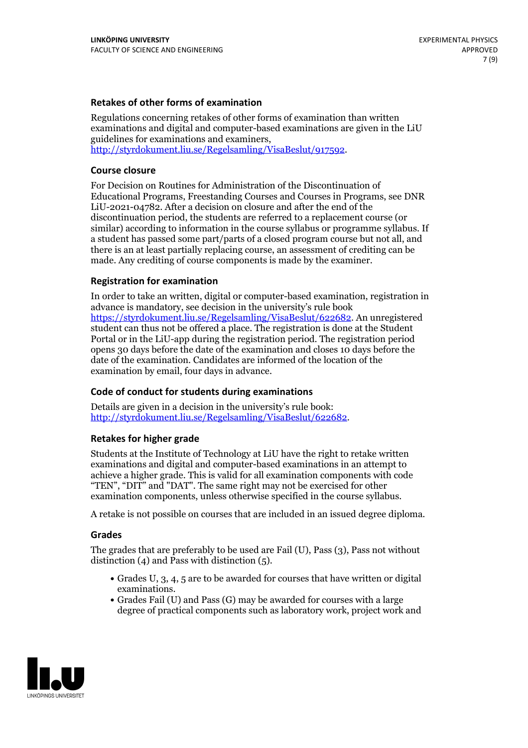### Retakes of other forms of examination

Regulations concerning retakes of other forms of examination than written examinations and digital and computer-based examinations are given in the LiU guidelines for examinations and examiners, http://styrdokument.liu.se/Regelsamling/VisaBeslut/917592.

### Course closure

For Decision on Routines for Administration of the Discontinuation of Educational Programs, Freestanding Courses and Courses in Programs, see DNR LiU-2021-04782. After a decision on closure and after the end of the discontinuation period, the students are referred to a replacement course (or similar) according to information in the course syllabus or programme syllabus. If a student has passed some part/parts of a closed program course but not all, and there is an at least partially replacing course, an assessment of crediting can be made. Any crediting of course components is made by the examiner.

### Registration for examination

In order to take an written, digital or computer-based examination, registration in advance is mandatory, see decision in the university's rule book https://styrdokument.liu.se/Regelsamling/VisaBeslut/622682. An unregistered student can thus not be offered a place. The registration is done at the Student Portal or in the LiU-app during the registration period. The registration period opens 30 days before the date of the examination and closes 10 days before the date of the examination. Candidates are informed of the location of the examination by email, four days in advance.

### Code of conduct for students during examinations

Details are given in a decision in the university's rule book: http://styrdokument.liu.se/Regelsamling/VisaBeslut/622682.

### Retakes for higher grade

Students at the Institute of Technology at LiU have the right to retake written examinations and digital and computer-based examinations in an attempt to achieve a higher grade. This is valid for all examination components with code "TEN", "DIT" and "DAT". The same right may not be exercised for other examination components, unless otherwise specified in the course syllabus.

A retake is not possible on courses that are included in an issued degree diploma.

### Grades

The grades that are preferably to be used are Fail (U), Pass (3), Pass not without distinction (4) and Pass with distinction (5).

- Grades U, 3, 4, 5 are to be awarded for courses that have written or digital examinations.
- Grades Fail (U) and Pass (G) may be awarded for courses with a large degree of practical components such as laboratory work, project work and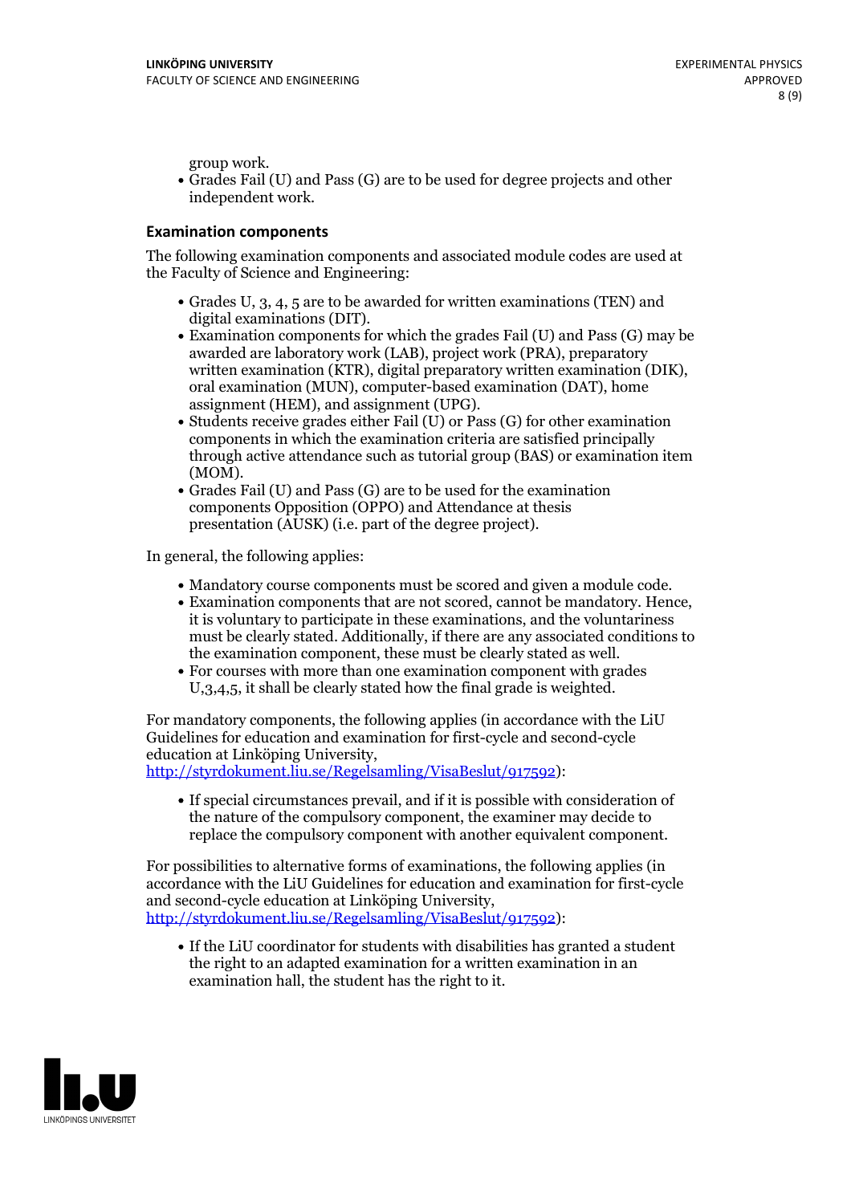group work.

- Grades Fail (U) and Pass (G) are to be used for degree projects and other independent work.

### Examination components

The following examination components and associated module codes are used at the Faculty of Science and Engineering:

- Grades U, 3, 4, 5 are to be awarded for written examinations (TEN) and digital examinations (DIT).
- Examination components for which the grades Fail (U) and Pass (G) may be awarded are laboratory work (LAB), project work (PRA), preparatory written examination (KTR), digital preparatory written examination (DIK), oral examination (MUN), computer-based examination (DAT), home assignment (HEM), and assignment (UPG).
- Students receive grades either Fail (U) or Pass (G) for other examination components in which the examination criteria are satisfied principally through active attendance such as tutorial group (BAS) or examination item (MOM).
- Grades Fail (U) and Pass (G) are to be used for the examination components Opposition (OPPO) and Attendance at thesis presentation (AUSK) (i.e. part of the degree project).

In general, the following applies:

- Mandatory course components must be scored and given a module code.
- Examination components that are not scored, cannot be mandatory. Hence, it is voluntary to participate in these examinations, and the voluntariness must be clearly stated. Additionally, if there are any associated conditions to the examination component, these must be clearly stated as well.
- For courses with more than one examination component with grades U,3,4,5, it shall be clearly stated how the final grade is weighted.

For mandatory components, the following applies (in accordance with the LiU Guidelines for education and examination for first-cycle and second-cycle education at Linköping University, http://styrdokument.liu.se/Regelsamling/VisaBeslut/917592):

- If special circumstances prevail, and if it is possible with consideration of the nature of the compulsory component, the examiner may decide to replace the compulsory component with another equivalent component.

For possibilities to alternative forms of examinations, the following applies (in accordance with the LiU Guidelines for education and examination for first-cycle and second-cycle education at Linköping University, http://styrdokument.liu.se/Regelsamling/VisaBeslut/917592):

- If the LiU coordinator for students with disabilities has granted a student the right to an adapted examination for a written examination in an examination hall, the student has the right to it.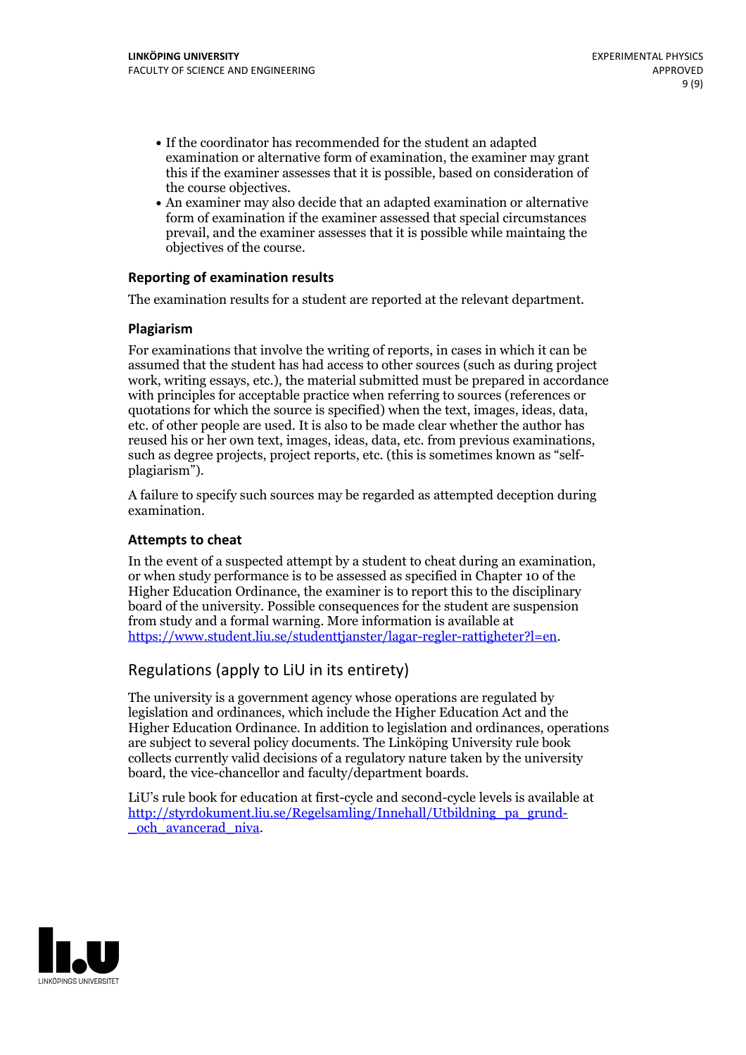- If the coordinator has recommended for the student an adapted examination or alternative form of examination, the examiner may grant this if the examiner assesses that it is possible, based on consideration of the course objectives.
- An examiner may also decide that an adapted examination or alternative form of examination if the examiner assessed that special circumstances prevail, and the examiner assesses that it is possible while maintaing the objectives of the course.

### Reporting of examination results

The examination results for a student are reported at the relevant department.

### Plagiarism

For examinations that involve the writing of reports, in cases in which it can be assumed that the student has had access to other sources (such as during project work, writing essays, etc.), the material submitted must be prepared in accordance with principles for acceptable practice when referring to sources (references or quotations for which the source is specified) when the text, images, ideas, data, etc. of other people are used. It is also to be made clear whether the author has reused his or her own text, images, ideas, data, etc. from previous examinations, such as degree projects, project reports, etc. (this is sometimes known as "self-plagiarism").

A failure to specify such sources may be regarded as attempted deception during examination.

### Attempts to cheat

In the event of a suspected attempt by a student to cheat during an examination, or when study performance is to be assessed as specified in Chapter 10 of the Higher Education Ordinance, the examiner is to report this to the disciplinary board of the university. Possible consequences for the student are suspension from study and a formal warning. More information is available at https://www.student.liu.se/studenttjanster/lagar-regler-rattigheter?l=en.

## Regulations (apply to LiU in its entirety)

The university is a government agency whose operations are regulated by legislation and ordinances, which include the Higher Education Act and the Higher Education Ordinance. In addition to legislation and ordinances, operations are subject to several policy documents. The Linköping University rule book collects currently valid decisions of a regulatory nature taken by the university board, the vice-chancellor and faculty/department boards.

LiU's rule book for education at first-cycle and second-cycle levels is available at http://styrdokument.liu.se/Regelsamling/Innehall/Utbildning_pa_grund-_och_avancerad_niva.